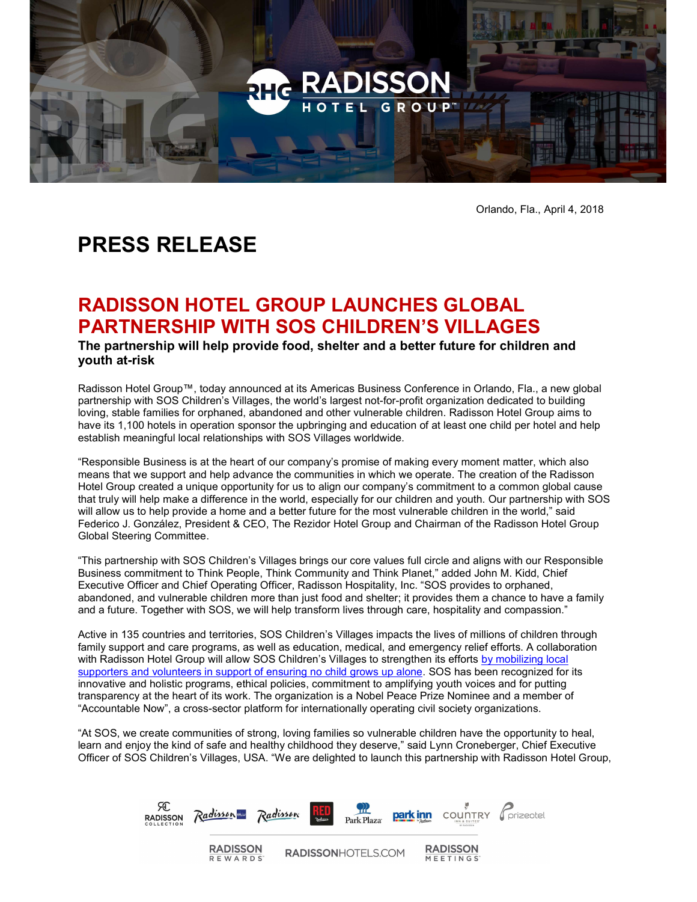Orlando, Fla., April 4, 2018

# PRESS RELEASE

## RADISSON HOTEL GROUP LAUNCHES GLOBAL PARTNERSHIP WITH SOS CHILDREN'S VILLAGES

**The partnership will help provide food, shelter and a better future for children and youth at-risk**

Radisson Hotel Group™, today announced at its Americas Business Conference in Orlando, Fla., a new global partnership with SOS Children's Villages, the world's largest not-for-profit organization dedicated to building loving, stable families for orphaned, abandoned and other vulnerable children. Radisson Hotel Group aims to have its 1,100 hotels in operation sponsor the upbringing and education of at least one child per hotel and help establish meaningful local relationships with SOS Villages worldwide.

"Responsible Business is at the heart of our company's promise of making every moment matter, which also means that we support and help advance the communities in which we operate. The creation of the Radisson Hotel Group created a unique opportunity for us to align our company's commitment to a common global cause that truly will help make a difference in the world, especially for our children and youth. Our partnership with SOS will allow us to help provide a home and a better future for the most vulnerable children in the world," said Federico J. González, President & CEO, The Rezidor Hotel Group and Chairman of the Radisson Hotel Group Global Steering Committee.

"This partnership with SOS Children's Villages brings our core values full circle and aligns with our Responsible Business commitment to Think People, Think Community and Think Planet," added John M. Kidd, Chief Executive Officer and Chief Operating Officer, Radisson Hospitality, Inc. "SOS provides to orphaned, abandoned, and vulnerable children more than just food and shelter; it provides them a chance to have a family and a future. Together with SOS, we will help transform lives through care, hospitality and compassion."

Active in 135 countries and territories, SOS Children's Villages impacts the lives of millions of children through family support and care programs, as well as education, medical, and emergency relief efforts. A collaboration with Radisson Hotel Group will allow SOS Children's Villages to strengthen its efforts by mobilizing local supporters and volunteers in support of ensuring no child grows up alone. SOS has been recognized for its innovative and holistic programs, ethical policies, commitment to amplifying youth voices and for putting transparency at the heart of its work. The organization is a Nobel Peace Prize Nominee and a member of "Accountable Now", a cross-sector platform for internationally operating civil society organizations.

"At SOS, we create communities of strong, loving families so vulnerable children have the opportunity to heal, learn and enjoy the kind of safe and healthy childhood they deserve," said Lynn Croneberger, Chief Executive Officer of SOS Children's Villages, USA. "We are delighted to launch this partnership with Radisson Hotel Group,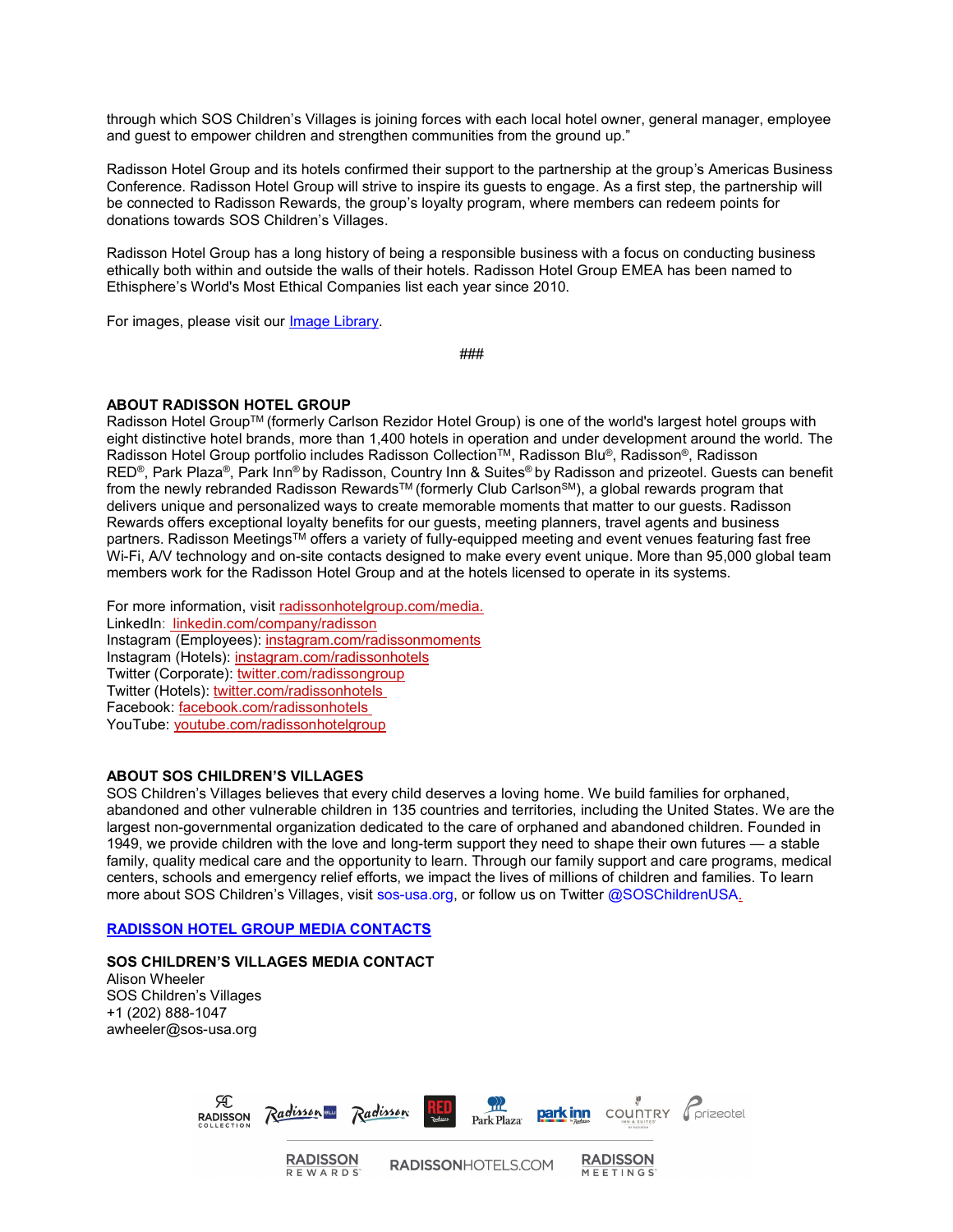through which SOS Children's Villages is joining forces with each local hotel owner, general manager, employee and guest to empower children and strengthen communities from the ground up."

Radisson Hotel Group and its hotels confirmed their support to the partnership at the group's Americas Business Conference. Radisson Hotel Group will strive to inspire its guests to engage. As a first step, the partnership will be connected to Radisson Rewards, the group's loyalty program, where members can redeem points for donations towards SOS Children's Villages.

Radisson Hotel Group has a long history of being a responsible business with a focus on conducting business ethically both within and outside the walls of their hotels. Radisson Hotel Group EMEA has been named to Ethisphere's World's Most Ethical Companies list each year since 2010.

For images, please visit our [Image Library](#).

###

**ABOUT RADISSON HOTEL GROUP**

Radisson Hotel Group™ (formerly Carlson Rezidor Hotel Group) is one of the world's largest hotel groups with eight distinctive hotel brands, more than 1,400 hotels in operation and under development around the world. The Radisson Hotel Group portfolio includes Radisson Collection™, Radisson Blu®, Radisson®, Radisson RED®, Park Plaza®, Park Inn® by Radisson, Country Inn & Suites® by Radisson and prizeotel. Guests can benefit from the newly rebranded Radisson Rewards™ (formerly Club Carlson℠), a global rewards program that delivers unique and personalized ways to create memorable moments that matter to our guests. Radisson Rewards offers exceptional loyalty benefits for our guests, meeting planners, travel agents and business partners. Radisson Meetings™ offers a variety of fully-equipped meeting and event venues featuring fast free Wi-Fi, A/V technology and on-site contacts designed to make every event unique. More than 95,000 global team members work for the Radisson Hotel Group and at the hotels licensed to operate in its systems.

For more information, visit radissonhotelgroup.com/media.
LinkedIn: linkedin.com/company/radisson
Instagram (Employees): instagram.com/radissonmoments
Instagram (Hotels): instagram.com/radissonhotels
Twitter (Corporate): twitter.com/radissongroup
Twitter (Hotels): twitter.com/radissonhotels
Facebook: facebook.com/radissonhotels
YouTube: youtube.com/radissonhotelgroup

**ABOUT SOS CHILDREN'S VILLAGES**

SOS Children's Villages believes that every child deserves a loving home. We build families for orphaned, abandoned and other vulnerable children in 135 countries and territories, including the United States. We are the largest non-governmental organization dedicated to the care of orphaned and abandoned children. Founded in 1949, we provide children with the love and long-term support they need to shape their own futures — a stable family, quality medical care and the opportunity to learn. Through our family support and care programs, medical centers, schools and emergency relief efforts, we impact the lives of millions of children and families. To learn more about SOS Children's Villages, visit sos-usa.org, or follow us on Twitter @SOSChildrenUSA.

**RADISSON HOTEL GROUP MEDIA CONTACTS**

**SOS CHILDREN'S VILLAGES MEDIA CONTACT**
Alison Wheeler
SOS Children's Villages
+1 (202) 888-1047
awheeler@sos-usa.org